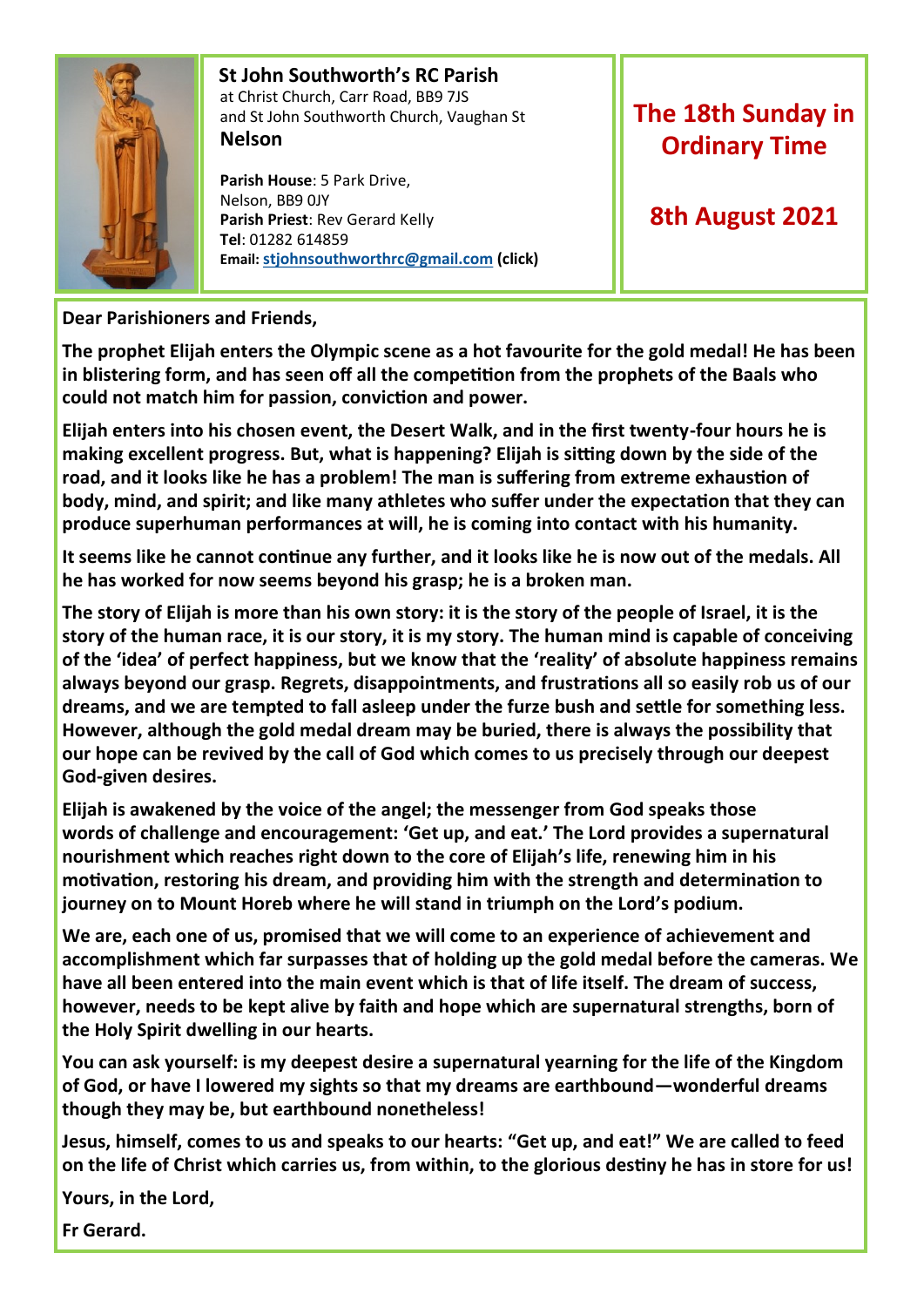**St John Southworth's RC Parish**
at Christ Church, Carr Road, BB9 7JS
and St John Southworth Church, Vaughan St
**Nelson**

**Parish House**: 5 Park Drive,
Nelson, BB9 0JY
**Parish Priest**: Rev Gerard Kelly
**Tel**: 01282 614859
**Email: stjohnsouthworthrc@gmail.com (click)**

# The 18th Sunday in Ordinary Time

## 8th August 2021

**Dear Parishioners and Friends,**

**The prophet Elijah enters the Olympic scene as a hot favourite for the gold medal! He has been in blistering form, and has seen off all the competition from the prophets of the Baals who could not match him for passion, conviction and power.**

**Elijah enters into his chosen event, the Desert Walk, and in the first twenty-four hours he is making excellent progress. But, what is happening? Elijah is sitting down by the side of the road, and it looks like he has a problem! The man is suffering from extreme exhaustion of body, mind, and spirit; and like many athletes who suffer under the expectation that they can produce superhuman performances at will, he is coming into contact with his humanity.**

**It seems like he cannot continue any further, and it looks like he is now out of the medals. All he has worked for now seems beyond his grasp; he is a broken man.**

**The story of Elijah is more than his own story: it is the story of the people of Israel, it is the story of the human race, it is our story, it is my story. The human mind is capable of conceiving of the 'idea' of perfect happiness, but we know that the 'reality' of absolute happiness remains always beyond our grasp. Regrets, disappointments, and frustrations all so easily rob us of our dreams, and we are tempted to fall asleep under the furze bush and settle for something less. However, although the gold medal dream may be buried, there is always the possibility that our hope can be revived by the call of God which comes to us precisely through our deepest God-given desires.**

**Elijah is awakened by the voice of the angel; the messenger from God speaks those words of challenge and encouragement: 'Get up, and eat.' The Lord provides a supernatural nourishment which reaches right down to the core of Elijah's life, renewing him in his motivation, restoring his dream, and providing him with the strength and determination to journey on to Mount Horeb where he will stand in triumph on the Lord's podium.**

**We are, each one of us, promised that we will come to an experience of achievement and accomplishment which far surpasses that of holding up the gold medal before the cameras. We have all been entered into the main event which is that of life itself. The dream of success, however, needs to be kept alive by faith and hope which are supernatural strengths, born of the Holy Spirit dwelling in our hearts.**

**You can ask yourself: is my deepest desire a supernatural yearning for the life of the Kingdom of God, or have I lowered my sights so that my dreams are earthbound—wonderful dreams though they may be, but earthbound nonetheless!**

**Jesus, himself, comes to us and speaks to our hearts: "Get up, and eat!" We are called to feed on the life of Christ which carries us, from within, to the glorious destiny he has in store for us!**

**Yours, in the Lord,**

**Fr Gerard.**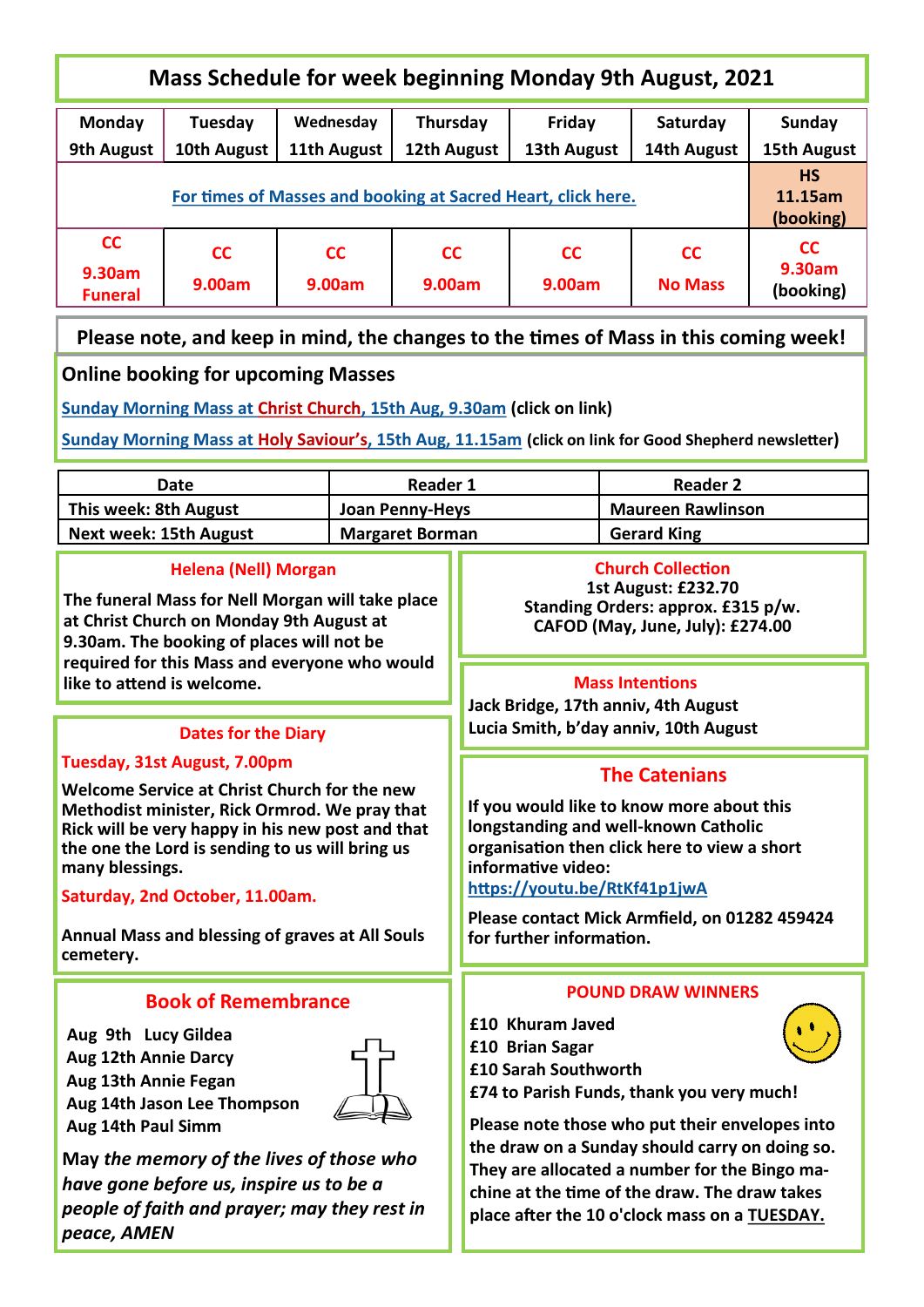## Mass Schedule for week beginning Monday 9th August, 2021

| Monday 9th August | Tuesday 10th August | Wednesday 11th August | Thursday 12th August | Friday 13th August | Saturday 14th August | Sunday 15th August |
|---|---|---|---|---|---|---|
| For times of Masses and booking at Sacred Heart, click here. | | | | | | HS 11.15am (booking) |
| CC 9.30am Funeral | CC 9.00am | CC 9.00am | CC 9.00am | CC 9.00am | CC No Mass | CC 9.30am (booking) |

**Please note, and keep in mind, the changes to the times of Mass in this coming week!**

### Online booking for upcoming Masses

Sunday Morning Mass at Christ Church, 15th Aug, 9.30am (click on link)

Sunday Morning Mass at Holy Saviour's, 15th Aug, 11.15am (click on link for Good Shepherd newsletter)

| Date | Reader 1 | Reader 2 |
|---|---|---|
| This week: 8th August | Joan Penny-Heys | Maureen Rawlinson |
| Next week: 15th August | Margaret Borman | Gerard King |

### Helena (Nell) Morgan

The funeral Mass for Nell Morgan will take place at Christ Church on Monday 9th August at 9.30am. The booking of places will not be required for this Mass and everyone who would like to attend is welcome.

### Dates for the Diary

**Tuesday, 31st August, 7.00pm**

Welcome Service at Christ Church for the new Methodist minister, Rick Ormrod. We pray that Rick will be very happy in his new post and that the one the Lord is sending to us will bring us many blessings.

**Saturday, 2nd October, 11.00am.**

Annual Mass and blessing of graves at All Souls cemetery.

### Book of Remembrance

Aug 9th Lucy Gildea
Aug 12th Annie Darcy
Aug 13th Annie Fegan
Aug 14th Jason Lee Thompson
Aug 14th Paul Simm

May *the memory of the lives of those who have gone before us, inspire us to be a people of faith and prayer; may they rest in peace, AMEN*

### Church Collection

1st August: £232.70
Standing Orders: approx. £315 p/w.
CAFOD (May, June, July): £274.00

### Mass Intentions

Jack Bridge, 17th anniv, 4th August
Lucia Smith, b'day anniv, 10th August

### The Catenians

If you would like to know more about this longstanding and well-known Catholic organisation then click here to view a short informative video: https://youtu.be/RtKf41p1jwA

Please contact Mick Armfield, on 01282 459424 for further information.

### POUND DRAW WINNERS

£10 Khuram Javed
£10 Brian Sagar
£10 Sarah Southworth
£74 to Parish Funds, thank you very much!

Please note those who put their envelopes into the draw on a Sunday should carry on doing so. They are allocated a number for the Bingo machine at the time of the draw. The draw takes place after the 10 o'clock mass on a TUESDAY.